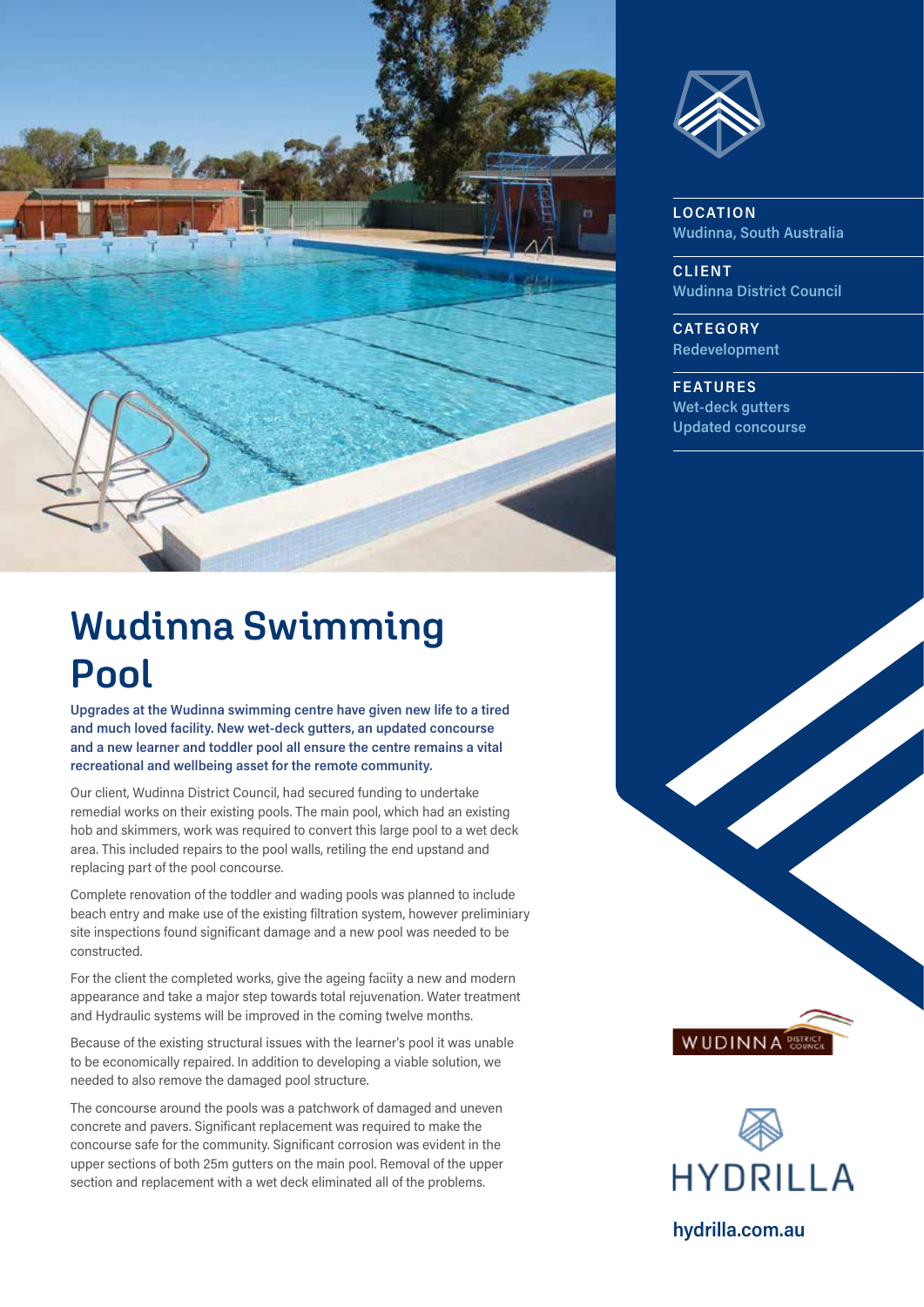# Wudinna Swimming Pool

**LOCATION**
Wudinna, South Australia

**CLIENT**
Wudinna District Council

**CATEGORY**
Redevelopment

**FEATURES**
Wet-deck gutters
Updated concourse

**Upgrades at the Wudinna swimming centre have given new life to a tired and much loved facility. New wet-deck gutters, an updated concourse and a new learner and toddler pool all ensure the centre remains a vital recreational and wellbeing asset for the remote community.**

Our client, Wudinna District Council, had secured funding to undertake remedial works on their existing pools. The main pool, which had an existing hob and skimmers, work was required to convert this large pool to a wet deck area. This included repairs to the pool walls, retiling the end upstand and replacing part of the pool concourse.

Complete renovation of the toddler and wading pools was planned to include beach entry and make use of the existing filtration system, however preliminiary site inspections found significant damage and a new pool was needed to be constructed.

For the client the completed works, give the ageing faciity a new and modern appearance and take a major step towards total rejuvenation. Water treatment and Hydraulic systems will be improved in the coming twelve months.

Because of the existing structural issues with the learner's pool it was unable to be economically repaired. In addition to developing a viable solution, we needed to also remove the damaged pool structure.

The concourse around the pools was a patchwork of damaged and uneven concrete and pavers. Significant replacement was required to make the concourse safe for the community. Significant corrosion was evident in the upper sections of both 25m gutters on the main pool. Removal of the upper section and replacement with a wet deck eliminated all of the problems.

WUDINNA DISTRICT COUNCIL

HYDRILLA

hydrilla.com.au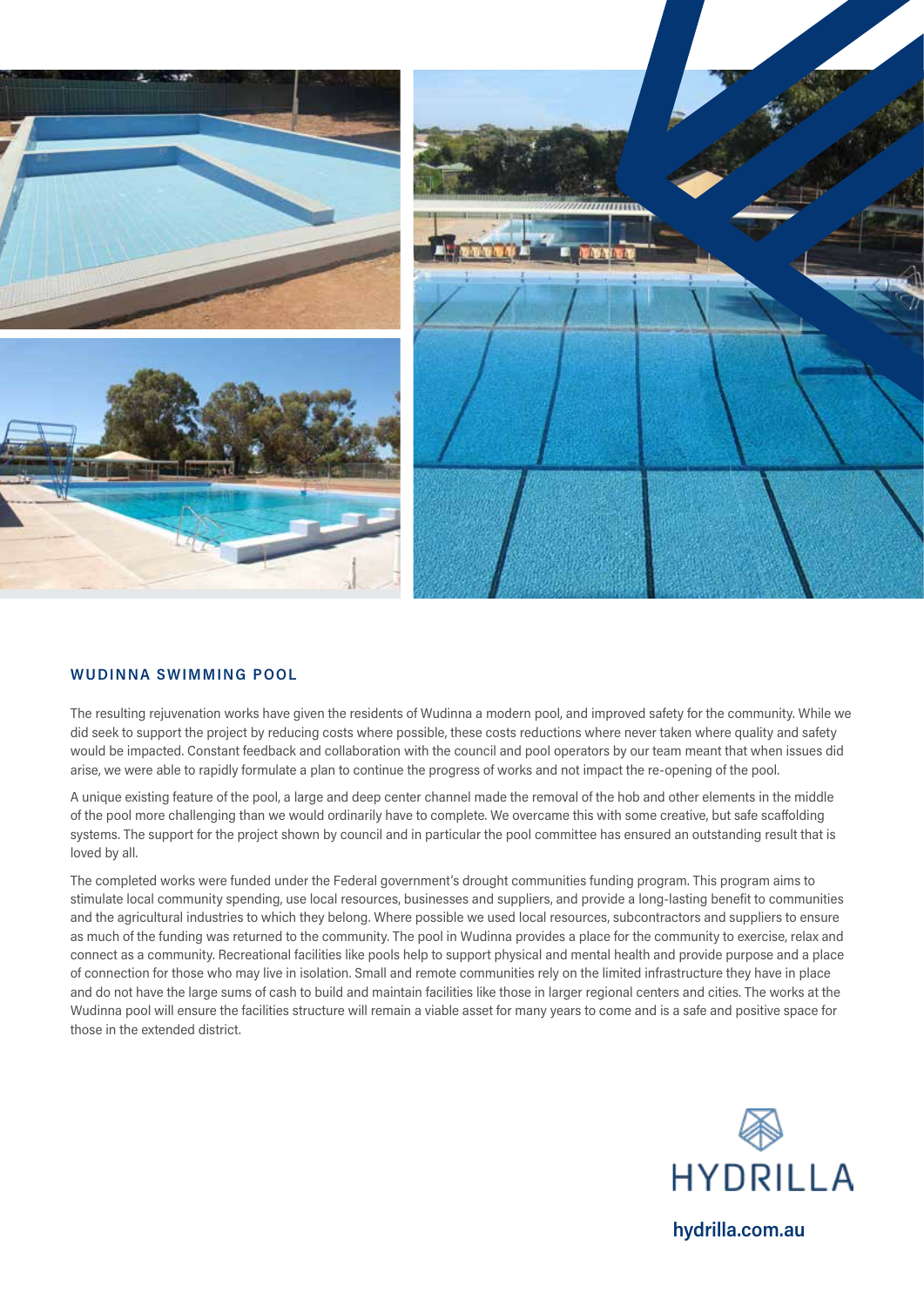## WUDINNA SWIMMING POOL

The resulting rejuvenation works have given the residents of Wudinna a modern pool, and improved safety for the community. While we did seek to support the project by reducing costs where possible, these costs reductions where never taken where quality and safety would be impacted. Constant feedback and collaboration with the council and pool operators by our team meant that when issues did arise, we were able to rapidly formulate a plan to continue the progress of works and not impact the re-opening of the pool.

A unique existing feature of the pool, a large and deep center channel made the removal of the hob and other elements in the middle of the pool more challenging than we would ordinarily have to complete. We overcame this with some creative, but safe scaffolding systems. The support for the project shown by council and in particular the pool committee has ensured an outstanding result that is loved by all.

The completed works were funded under the Federal government's drought communities funding program. This program aims to stimulate local community spending, use local resources, businesses and suppliers, and provide a long-lasting benefit to communities and the agricultural industries to which they belong. Where possible we used local resources, subcontractors and suppliers to ensure as much of the funding was returned to the community. The pool in Wudinna provides a place for the community to exercise, relax and connect as a community. Recreational facilities like pools help to support physical and mental health and provide purpose and a place of connection for those who may live in isolation. Small and remote communities rely on the limited infrastructure they have in place and do not have the large sums of cash to build and maintain facilities like those in larger regional centers and cities. The works at the Wudinna pool will ensure the facilities structure will remain a viable asset for many years to come and is a safe and positive space for those in the extended district.

HYDRILLA

hydrilla.com.au